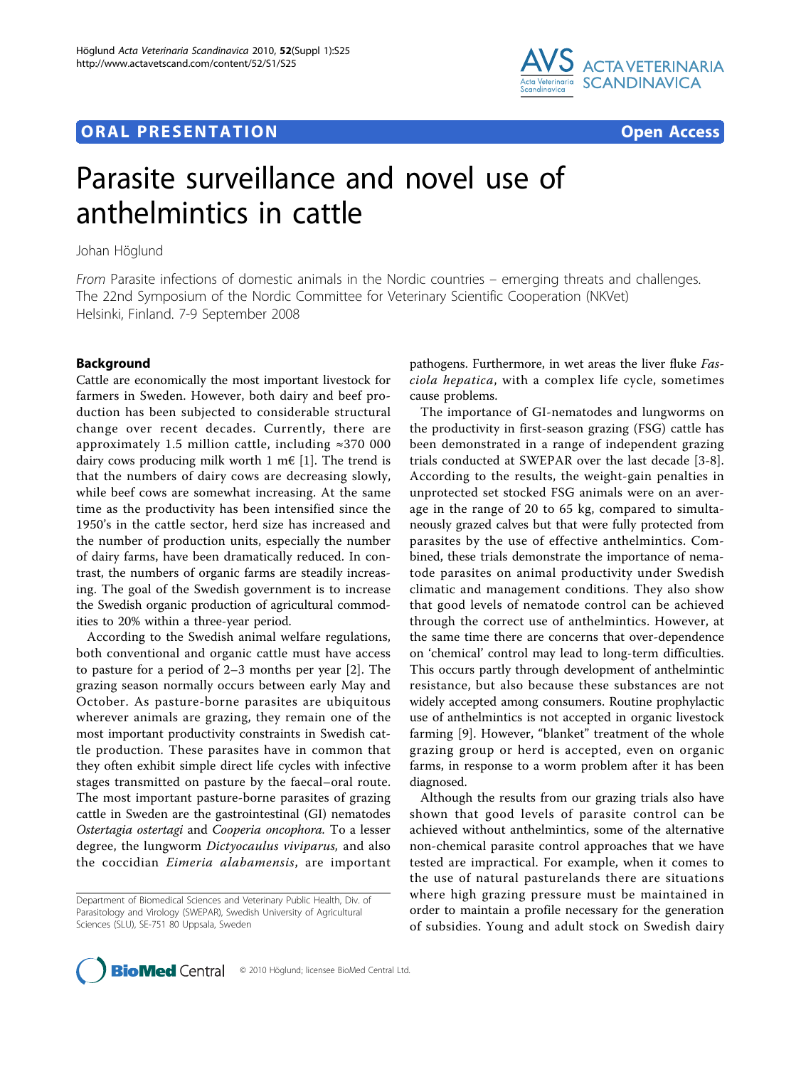**ORAL PRESENTATION** **Open Access**

# Parasite surveillance and novel use of anthelmintics in cattle

Johan Höglund

*From* Parasite infections of domestic animals in the Nordic countries – emerging threats and challenges. The 22nd Symposium of the Nordic Committee for Veterinary Scientific Cooperation (NKVet)
Helsinki, Finland. 7-9 September 2008

## Background

Cattle are economically the most important livestock for farmers in Sweden. However, both dairy and beef production has been subjected to considerable structural change over recent decades. Currently, there are approximately 1.5 million cattle, including ≈370 000 dairy cows producing milk worth 1 m€ [1]. The trend is that the numbers of dairy cows are decreasing slowly, while beef cows are somewhat increasing. At the same time as the productivity has been intensified since the 1950's in the cattle sector, herd size has increased and the number of production units, especially the number of dairy farms, have been dramatically reduced. In contrast, the numbers of organic farms are steadily increasing. The goal of the Swedish government is to increase the Swedish organic production of agricultural commodities to 20% within a three-year period.

According to the Swedish animal welfare regulations, both conventional and organic cattle must have access to pasture for a period of 2–3 months per year [2]. The grazing season normally occurs between early May and October. As pasture-borne parasites are ubiquitous wherever animals are grazing, they remain one of the most important productivity constraints in Swedish cattle production. These parasites have in common that they often exhibit simple direct life cycles with infective stages transmitted on pasture by the faecal–oral route. The most important pasture-borne parasites of grazing cattle in Sweden are the gastrointestinal (GI) nematodes *Ostertagia ostertagi* and *Cooperia oncophora.* To a lesser degree, the lungworm *Dictyocaulus viviparus,* and also the coccidian *Eimeria alabamensis*, are important pathogens. Furthermore, in wet areas the liver fluke *Fasciola hepatica*, with a complex life cycle, sometimes cause problems.

The importance of GI-nematodes and lungworms on the productivity in first-season grazing (FSG) cattle has been demonstrated in a range of independent grazing trials conducted at SWEPAR over the last decade [3-8]. According to the results, the weight-gain penalties in unprotected set stocked FSG animals were on an average in the range of 20 to 65 kg, compared to simultaneously grazed calves but that were fully protected from parasites by the use of effective anthelmintics. Combined, these trials demonstrate the importance of nematode parasites on animal productivity under Swedish climatic and management conditions. They also show that good levels of nematode control can be achieved through the correct use of anthelmintics. However, at the same time there are concerns that over-dependence on 'chemical' control may lead to long-term difficulties. This occurs partly through development of anthelmintic resistance, but also because these substances are not widely accepted among consumers. Routine prophylactic use of anthelmintics is not accepted in organic livestock farming [9]. However, "blanket" treatment of the whole grazing group or herd is accepted, even on organic farms, in response to a worm problem after it has been diagnosed.

Although the results from our grazing trials also have shown that good levels of parasite control can be achieved without anthelmintics, some of the alternative non-chemical parasite control approaches that we have tested are impractical. For example, when it comes to the use of natural pasturelands there are situations where high grazing pressure must be maintained in order to maintain a profile necessary for the generation of subsidies. Young and adult stock on Swedish dairy

Department of Biomedical Sciences and Veterinary Public Health, Div. of Parasitology and Virology (SWEPAR), Swedish University of Agricultural Sciences (SLU), SE-751 80 Uppsala, Sweden

© 2010 Höglund; licensee BioMed Central Ltd.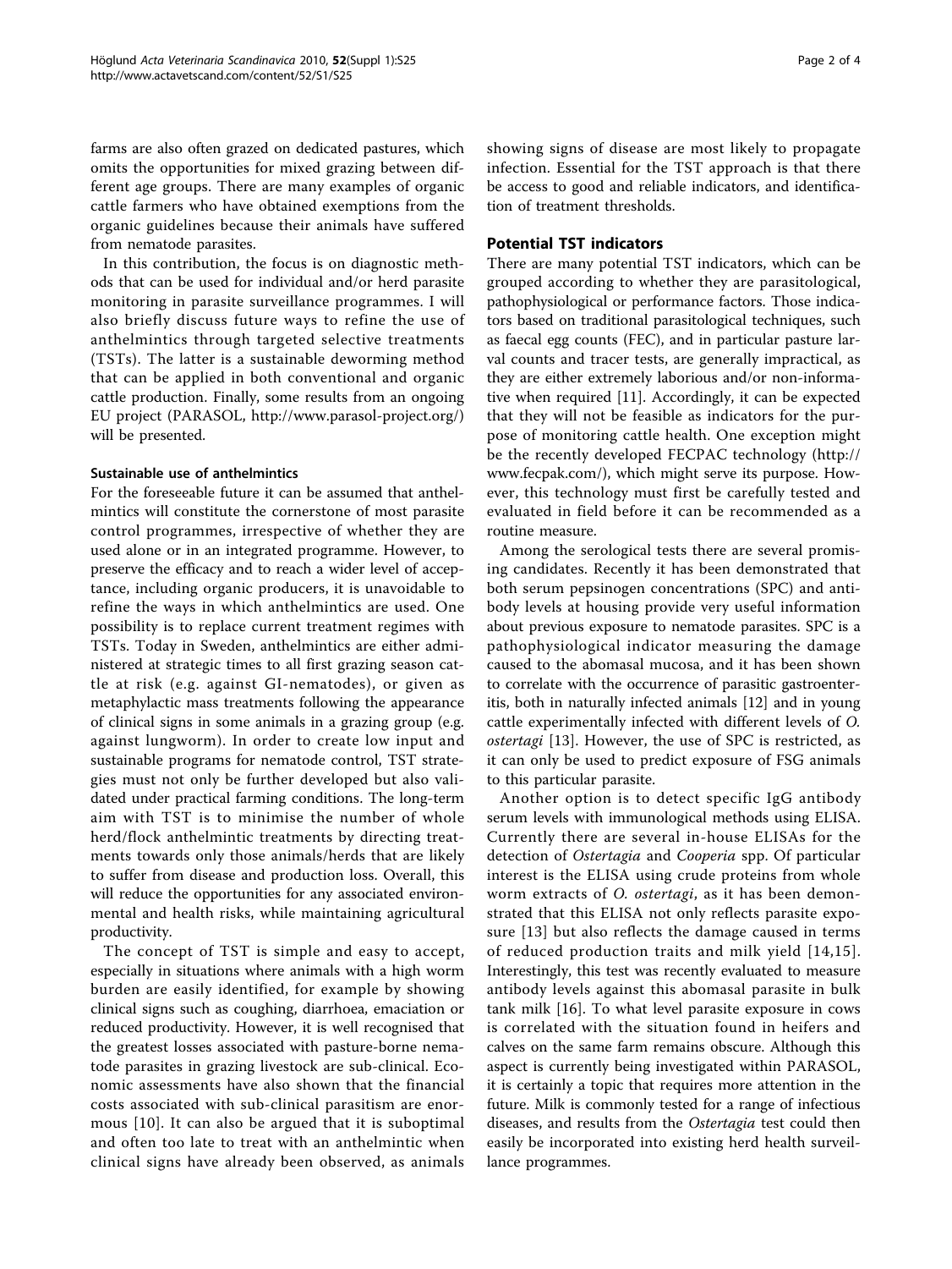farms are also often grazed on dedicated pastures, which omits the opportunities for mixed grazing between different age groups. There are many examples of organic cattle farmers who have obtained exemptions from the organic guidelines because their animals have suffered from nematode parasites.

In this contribution, the focus is on diagnostic methods that can be used for individual and/or herd parasite monitoring in parasite surveillance programmes. I will also briefly discuss future ways to refine the use of anthelmintics through targeted selective treatments (TSTs). The latter is a sustainable deworming method that can be applied in both conventional and organic cattle production. Finally, some results from an ongoing EU project (PARASOL, http://www.parasol-project.org/) will be presented.

### Sustainable use of anthelmintics

For the foreseeable future it can be assumed that anthelmintics will constitute the cornerstone of most parasite control programmes, irrespective of whether they are used alone or in an integrated programme. However, to preserve the efficacy and to reach a wider level of acceptance, including organic producers, it is unavoidable to refine the ways in which anthelmintics are used. One possibility is to replace current treatment regimes with TSTs. Today in Sweden, anthelmintics are either administered at strategic times to all first grazing season cattle at risk (e.g. against GI-nematodes), or given as metaphylactic mass treatments following the appearance of clinical signs in some animals in a grazing group (e.g. against lungworm). In order to create low input and sustainable programs for nematode control, TST strategies must not only be further developed but also validated under practical farming conditions. The long-term aim with TST is to minimise the number of whole herd/flock anthelmintic treatments by directing treatments towards only those animals/herds that are likely to suffer from disease and production loss. Overall, this will reduce the opportunities for any associated environmental and health risks, while maintaining agricultural productivity.

The concept of TST is simple and easy to accept, especially in situations where animals with a high worm burden are easily identified, for example by showing clinical signs such as coughing, diarrhoea, emaciation or reduced productivity. However, it is well recognised that the greatest losses associated with pasture-borne nematode parasites in grazing livestock are sub-clinical. Economic assessments have also shown that the financial costs associated with sub-clinical parasitism are enormous [10]. It can also be argued that it is suboptimal and often too late to treat with an anthelmintic when clinical signs have already been observed, as animals showing signs of disease are most likely to propagate infection. Essential for the TST approach is that there be access to good and reliable indicators, and identification of treatment thresholds.

## Potential TST indicators

There are many potential TST indicators, which can be grouped according to whether they are parasitological, pathophysiological or performance factors. Those indicators based on traditional parasitological techniques, such as faecal egg counts (FEC), and in particular pasture larval counts and tracer tests, are generally impractical, as they are either extremely laborious and/or non-informative when required [11]. Accordingly, it can be expected that they will not be feasible as indicators for the purpose of monitoring cattle health. One exception might be the recently developed FECPAC technology (http://www.fecpak.com/), which might serve its purpose. However, this technology must first be carefully tested and evaluated in field before it can be recommended as a routine measure.

Among the serological tests there are several promising candidates. Recently it has been demonstrated that both serum pepsinogen concentrations (SPC) and antibody levels at housing provide very useful information about previous exposure to nematode parasites. SPC is a pathophysiological indicator measuring the damage caused to the abomasal mucosa, and it has been shown to correlate with the occurrence of parasitic gastroenteritis, both in naturally infected animals [12] and in young cattle experimentally infected with different levels of *O. ostertagi* [13]. However, the use of SPC is restricted, as it can only be used to predict exposure of FSG animals to this particular parasite.

Another option is to detect specific IgG antibody serum levels with immunological methods using ELISA. Currently there are several in-house ELISAs for the detection of *Ostertagia* and *Cooperia* spp. Of particular interest is the ELISA using crude proteins from whole worm extracts of *O. ostertagi*, as it has been demonstrated that this ELISA not only reflects parasite exposure [13] but also reflects the damage caused in terms of reduced production traits and milk yield [14,15]. Interestingly, this test was recently evaluated to measure antibody levels against this abomasal parasite in bulk tank milk [16]. To what level parasite exposure in cows is correlated with the situation found in heifers and calves on the same farm remains obscure. Although this aspect is currently being investigated within PARASOL, it is certainly a topic that requires more attention in the future. Milk is commonly tested for a range of infectious diseases, and results from the *Ostertagia* test could then easily be incorporated into existing herd health surveillance programmes.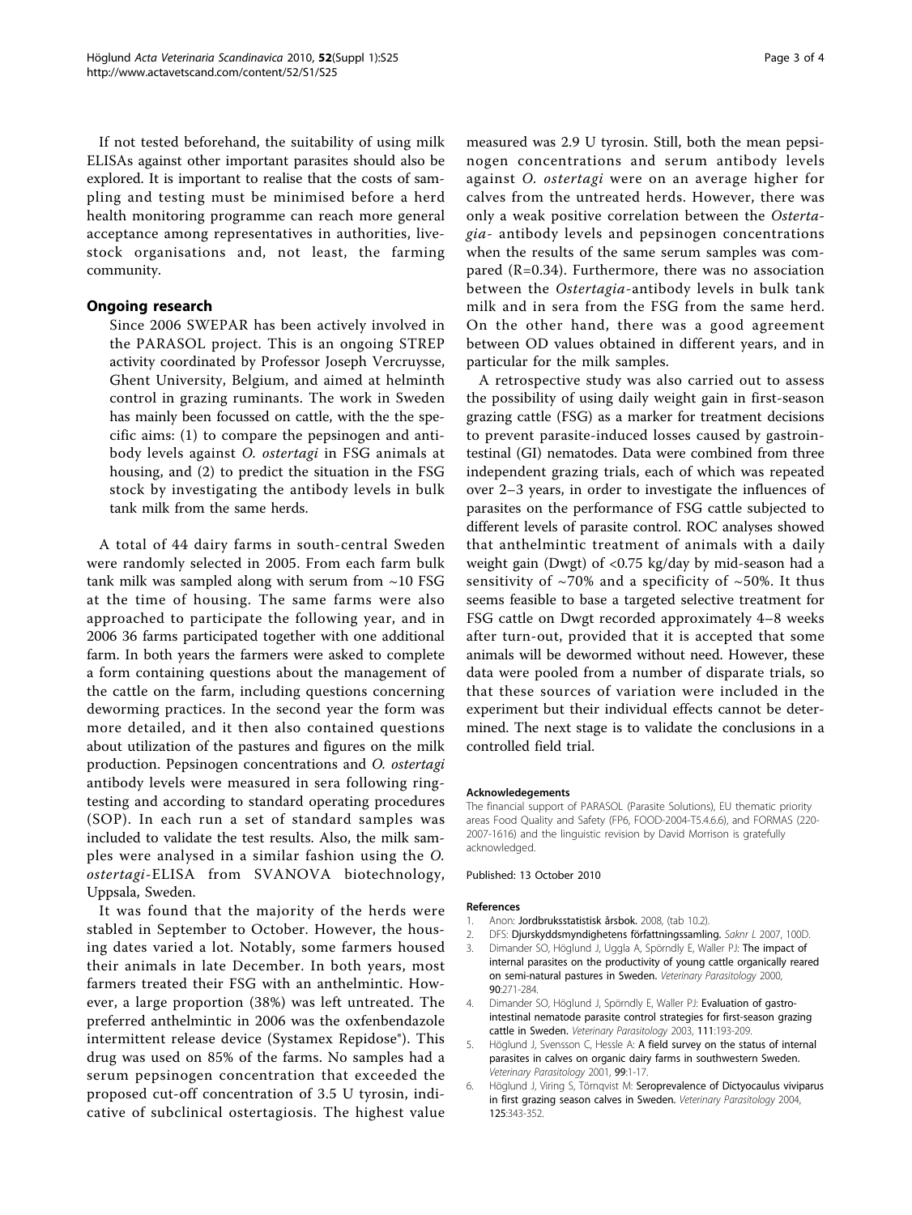If not tested beforehand, the suitability of using milk ELISAs against other important parasites should also be explored. It is important to realise that the costs of sampling and testing must be minimised before a herd health monitoring programme can reach more general acceptance among representatives in authorities, livestock organisations and, not least, the farming community.

## Ongoing research

Since 2006 SWEPAR has been actively involved in the PARASOL project. This is an ongoing STREP activity coordinated by Professor Joseph Vercruysse, Ghent University, Belgium, and aimed at helminth control in grazing ruminants. The work in Sweden has mainly been focussed on cattle, with the the specific aims: (1) to compare the pepsinogen and antibody levels against *O. ostertagi* in FSG animals at housing, and (2) to predict the situation in the FSG stock by investigating the antibody levels in bulk tank milk from the same herds.

A total of 44 dairy farms in south-central Sweden were randomly selected in 2005. From each farm bulk tank milk was sampled along with serum from ~10 FSG at the time of housing. The same farms were also approached to participate the following year, and in 2006 36 farms participated together with one additional farm. In both years the farmers were asked to complete a form containing questions about the management of the cattle on the farm, including questions concerning deworming practices. In the second year the form was more detailed, and it then also contained questions about utilization of the pastures and figures on the milk production. Pepsinogen concentrations and *O. ostertagi* antibody levels were measured in sera following ring-testing and according to standard operating procedures (SOP). In each run a set of standard samples was included to validate the test results. Also, the milk samples were analysed in a similar fashion using the *O. ostertagi*-ELISA from SVANOVA biotechnology, Uppsala, Sweden.

It was found that the majority of the herds were stabled in September to October. However, the housing dates varied a lot. Notably, some farmers housed their animals in late December. In both years, most farmers treated their FSG with an anthelmintic. However, a large proportion (38%) was left untreated. The preferred anthelmintic in 2006 was the oxfenbendazole intermittent release device (Systamex Repidose®). This drug was used on 85% of the farms. No samples had a serum pepsinogen concentration that exceeded the proposed cut-off concentration of 3.5 U tyrosin, indicative of subclinical ostertagiosis. The highest value measured was 2.9 U tyrosin. Still, both the mean pepsinogen concentrations and serum antibody levels against *O. ostertagi* were on an average higher for calves from the untreated herds. However, there was only a weak positive correlation between the *Ostertagia*- antibody levels and pepsinogen concentrations when the results of the same serum samples was compared (R=0.34). Furthermore, there was no association between the *Ostertagia*-antibody levels in bulk tank milk and in sera from the FSG from the same herd. On the other hand, there was a good agreement between OD values obtained in different years, and in particular for the milk samples.

A retrospective study was also carried out to assess the possibility of using daily weight gain in first-season grazing cattle (FSG) as a marker for treatment decisions to prevent parasite-induced losses caused by gastrointestinal (GI) nematodes. Data were combined from three independent grazing trials, each of which was repeated over 2–3 years, in order to investigate the influences of parasites on the performance of FSG cattle subjected to different levels of parasite control. ROC analyses showed that anthelmintic treatment of animals with a daily weight gain (Dwgt) of <0.75 kg/day by mid-season had a sensitivity of ~70% and a specificity of ~50%. It thus seems feasible to base a targeted selective treatment for FSG cattle on Dwgt recorded approximately 4–8 weeks after turn-out, provided that it is accepted that some animals will be dewormed without need. However, these data were pooled from a number of disparate trials, so that these sources of variation were included in the experiment but their individual effects cannot be determined. The next stage is to validate the conclusions in a controlled field trial.

### Acknowledegements

The financial support of PARASOL (Parasite Solutions), EU thematic priority areas Food Quality and Safety (FP6, FOOD-2004-T5.4.6.6), and FORMAS (220-2007-1616) and the linguistic revision by David Morrison is gratefully acknowledged.

Published: 13 October 2010

### References

1. Anon: **Jordbruksstatistisk årsbok.** 2008, (tab 10.2).
2. DFS: **Djurskyddsmyndighetens författningssamling.** *Saknr L* 2007, 100D.
3. Dimander SO, Höglund J, Uggla A, Spörndly E, Waller PJ: **The impact of internal parasites on the productivity of young cattle organically reared on semi-natural pastures in Sweden.** *Veterinary Parasitology* 2000, **90**:271-284.
4. Dimander SO, Höglund J, Spörndly E, Waller PJ: **Evaluation of gastro-intestinal nematode parasite control strategies for first-season grazing cattle in Sweden.** *Veterinary Parasitology* 2003, **111**:193-209.
5. Höglund J, Svensson C, Hessle A: **A field survey on the status of internal parasites in calves on organic dairy farms in southwestern Sweden.** *Veterinary Parasitology* 2001, **99**:1-17.
6. Höglund J, Viring S, Törnqvist M: **Seroprevalence of Dictyocaulus viviparus in first grazing season calves in Sweden.** *Veterinary Parasitology* 2004, **125**:343-352.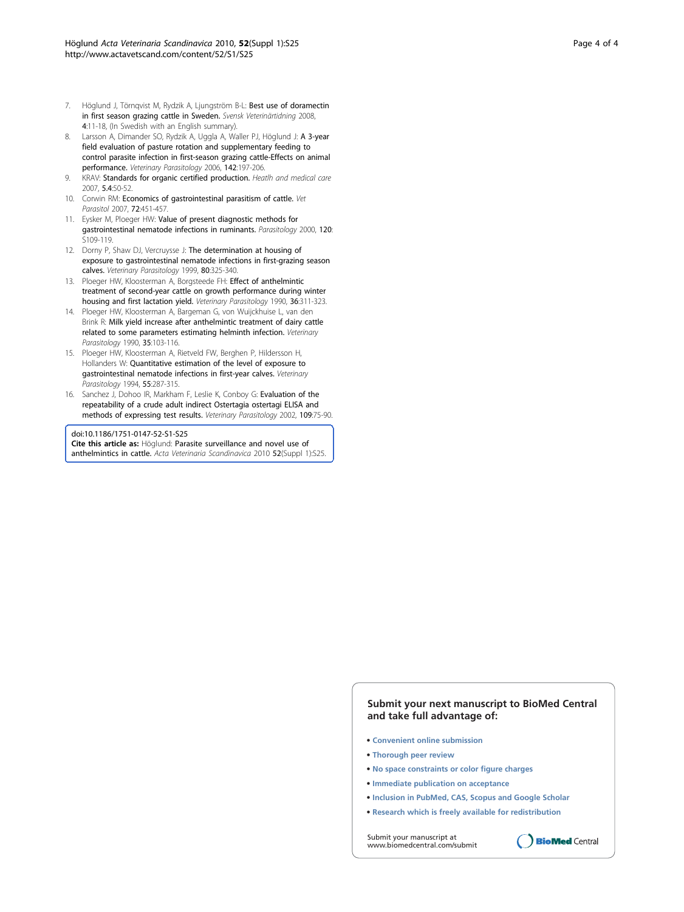7. Höglund J, Törnqvist M, Rydzik A, Ljungström B-L: **Best use of doramectin in first season grazing cattle in Sweden.** *Svensk Veterinärtidning* 2008, **4**:11-18, (In Swedish with an English summary).
8. Larsson A, Dimander SO, Rydzik A, Uggla A, Waller PJ, Höglund J: **A 3-year field evaluation of pasture rotation and supplementary feeding to control parasite infection in first-season grazing cattle-Effects on animal performance.** *Veterinary Parasitology* 2006, **142**:197-206.
9. KRAV: **Standards for organic certified production.** *Heatlh and medical care* 2007, **5.4**:50-52.
10. Corwin RM: **Economics of gastrointestinal parasitism of cattle.** *Vet Parasitol* 2007, **72**:451-457.
11. Eysker M, Ploeger HW: **Value of present diagnostic methods for gastrointestinal nematode infections in ruminants.** *Parasitology* 2000, **120**: S109-119.
12. Dorny P, Shaw DJ, Vercruysse J: **The determination at housing of exposure to gastrointestinal nematode infections in first-grazing season calves.** *Veterinary Parasitology* 1999, **80**:325-340.
13. Ploeger HW, Kloosterman A, Borgsteede FH: **Effect of anthelmintic treatment of second-year cattle on growth performance during winter housing and first lactation yield.** *Veterinary Parasitology* 1990, **36**:311-323.
14. Ploeger HW, Kloosterman A, Bargeman G, von Wuijckhuise L, van den Brink R: **Milk yield increase after anthelmintic treatment of dairy cattle related to some parameters estimating helminth infection.** *Veterinary Parasitology* 1990, **35**:103-116.
15. Ploeger HW, Kloosterman A, Rietveld FW, Berghen P, Hildersson H, Hollanders W: **Quantitative estimation of the level of exposure to gastrointestinal nematode infections in first-year calves.** *Veterinary Parasitology* 1994, **55**:287-315.
16. Sanchez J, Dohoo IR, Markham F, Leslie K, Conboy G: **Evaluation of the repeatability of a crude adult indirect Ostertagia ostertagi ELISA and methods of expressing test results.** *Veterinary Parasitology* 2002, **109**:75-90.

doi:10.1186/1751-0147-52-S1-S25

**Cite this article as:** Höglund: Parasite surveillance and novel use of anthelmintics in cattle. *Acta Veterinaria Scandinavica* 2010 **52**(Suppl 1):S25.

**Submit your next manuscript to BioMed Central and take full advantage of:**

- Convenient online submission
- Thorough peer review
- No space constraints or color figure charges
- Immediate publication on acceptance
- Inclusion in PubMed, CAS, Scopus and Google Scholar
- Research which is freely available for redistribution

Submit your manuscript at
www.biomedcentral.com/submit

BioMed Central